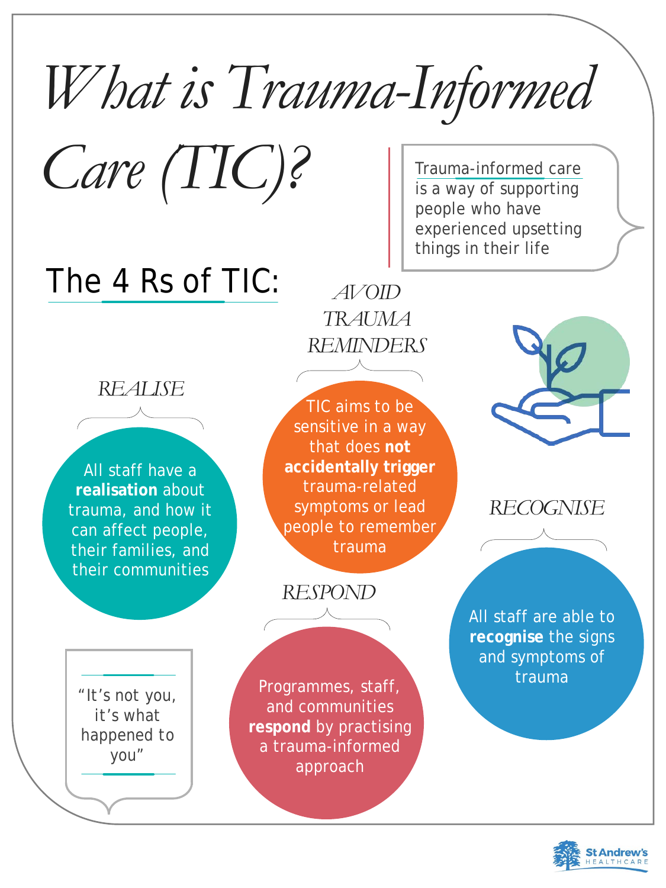# What is Trauma-Informed Care (TIC)?

Trauma-informed care is a way of supporting people who have experienced upsetting things in their life

## The 4 Rs of TIC:

### REALISE

All staff have a **realisation** about trauma, and how it can affect people, their families, and their communities

### AVOID TRAUMA REMINDERS

TIC aims to be sensitive in a way that does **not accidentally trigger** trauma-related symptoms or lead people to remember trauma

### RECOGNISE

All staff are able to **recognise** the signs and symptoms of trauma

### RESPOND

Programmes, staff, and communities **respond** by practising a trauma-informed approach

"It's not you, it's what happened to you"

St Andrew's Healthcare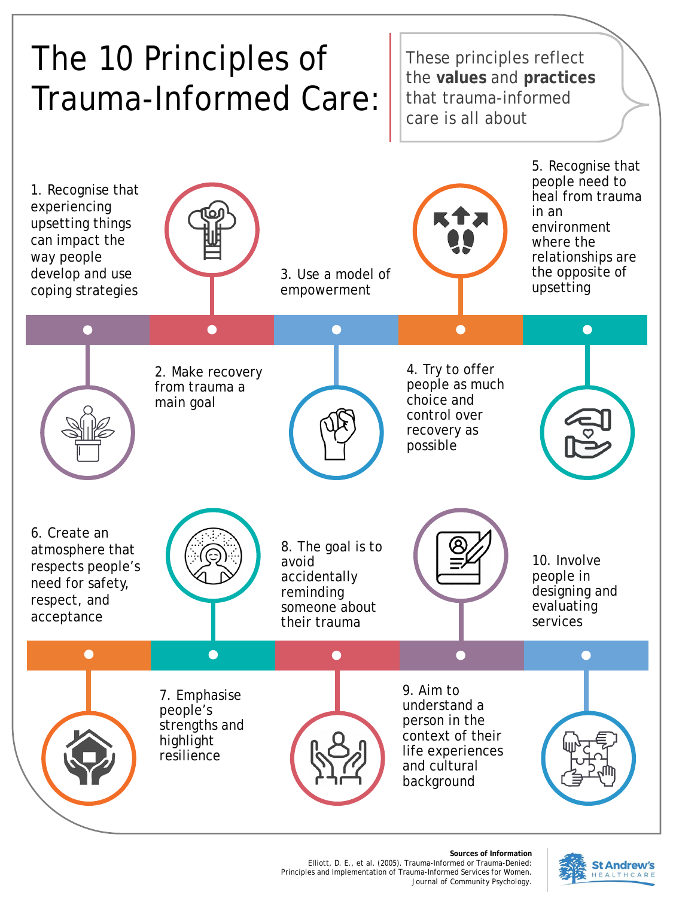# The 10 Principles of Trauma-Informed Care:

These principles reflect the **values** and **practices** that trauma-informed care is all about

1. Recognise that experiencing upsetting things can impact the way people develop and use coping strategies
2. Make recovery from trauma a main goal
3. Use a model of empowerment
4. Try to offer people as much choice and control over recovery as possible
5. Recognise that people need to heal from trauma in an environment where the relationships are the opposite of upsetting
6. Create an atmosphere that respects people's need for safety, respect, and acceptance
7. Emphasise people's strengths and highlight resilience
8. The goal is to avoid accidentally reminding someone about their trauma
9. Aim to understand a person in the context of their life experiences and cultural background
10. Involve people in designing and evaluating services

**Sources of Information**
Elliott, D. E., et al. (2005). Trauma-Informed or Trauma-Denied: Principles and Implementation of Trauma-Informed Services for Women. Journal of Community Psychology.

St Andrew's Healthcare